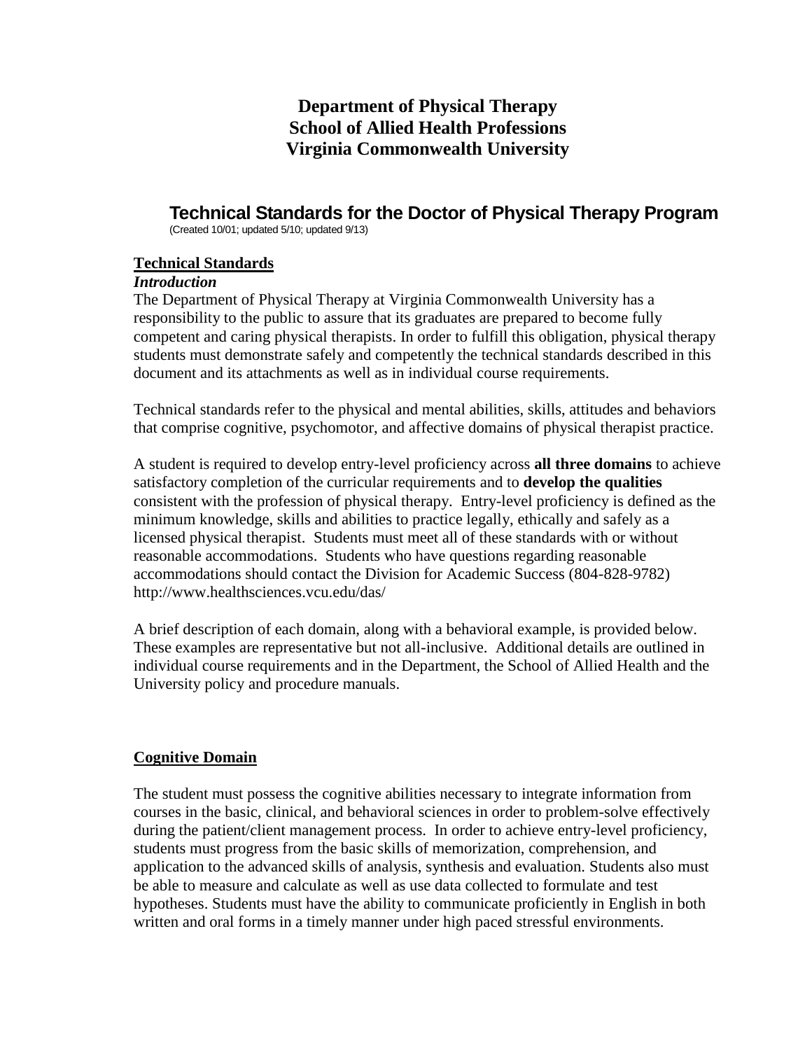**Department of Physical Therapy**
**School of Allied Health Professions**
**Virginia Commonwealth University**

# Technical Standards for the Doctor of Physical Therapy Program

(Created 10/01; updated 5/10; updated 9/13)

## Technical Standards

### *Introduction*

The Department of Physical Therapy at Virginia Commonwealth University has a responsibility to the public to assure that its graduates are prepared to become fully competent and caring physical therapists. In order to fulfill this obligation, physical therapy students must demonstrate safely and competently the technical standards described in this document and its attachments as well as in individual course requirements.

Technical standards refer to the physical and mental abilities, skills, attitudes and behaviors that comprise cognitive, psychomotor, and affective domains of physical therapist practice.

A student is required to develop entry-level proficiency across **all three domains** to achieve satisfactory completion of the curricular requirements and to **develop the qualities** consistent with the profession of physical therapy. Entry-level proficiency is defined as the minimum knowledge, skills and abilities to practice legally, ethically and safely as a licensed physical therapist. Students must meet all of these standards with or without reasonable accommodations. Students who have questions regarding reasonable accommodations should contact the Division for Academic Success (804-828-9782) http://www.healthsciences.vcu.edu/das/

A brief description of each domain, along with a behavioral example, is provided below. These examples are representative but not all-inclusive. Additional details are outlined in individual course requirements and in the Department, the School of Allied Health and the University policy and procedure manuals.

## Cognitive Domain

The student must possess the cognitive abilities necessary to integrate information from courses in the basic, clinical, and behavioral sciences in order to problem-solve effectively during the patient/client management process. In order to achieve entry-level proficiency, students must progress from the basic skills of memorization, comprehension, and application to the advanced skills of analysis, synthesis and evaluation. Students also must be able to measure and calculate as well as use data collected to formulate and test hypotheses. Students must have the ability to communicate proficiently in English in both written and oral forms in a timely manner under high paced stressful environments.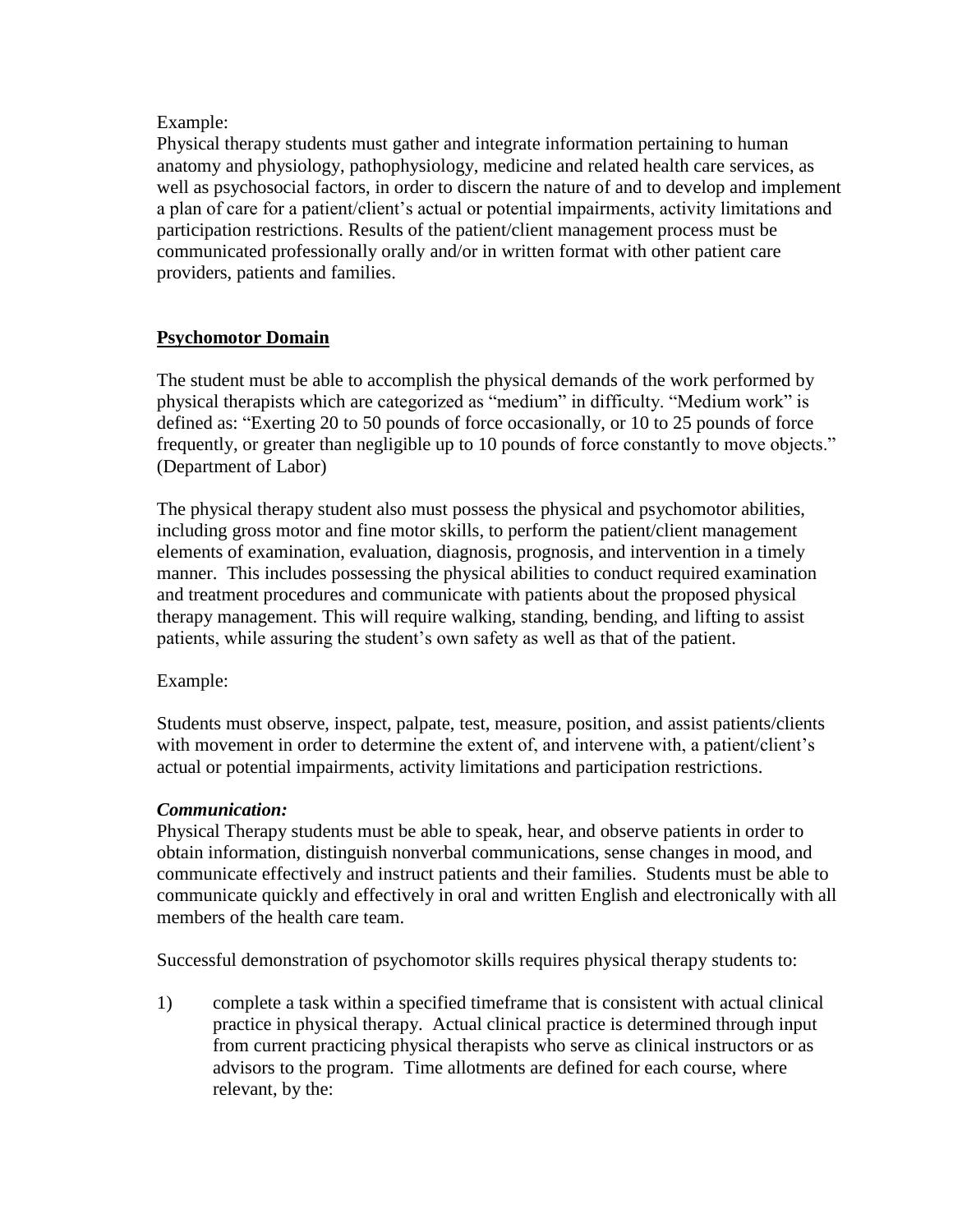Example:
Physical therapy students must gather and integrate information pertaining to human anatomy and physiology, pathophysiology, medicine and related health care services, as well as psychosocial factors, in order to discern the nature of and to develop and implement a plan of care for a patient/client's actual or potential impairments, activity limitations and participation restrictions. Results of the patient/client management process must be communicated professionally orally and/or in written format with other patient care providers, patients and families.

**Psychomotor Domain**

The student must be able to accomplish the physical demands of the work performed by physical therapists which are categorized as "medium" in difficulty. "Medium work" is defined as: "Exerting 20 to 50 pounds of force occasionally, or 10 to 25 pounds of force frequently, or greater than negligible up to 10 pounds of force constantly to move objects." (Department of Labor)

The physical therapy student also must possess the physical and psychomotor abilities, including gross motor and fine motor skills, to perform the patient/client management elements of examination, evaluation, diagnosis, prognosis, and intervention in a timely manner. This includes possessing the physical abilities to conduct required examination and treatment procedures and communicate with patients about the proposed physical therapy management. This will require walking, standing, bending, and lifting to assist patients, while assuring the student's own safety as well as that of the patient.

Example:

Students must observe, inspect, palpate, test, measure, position, and assist patients/clients with movement in order to determine the extent of, and intervene with, a patient/client's actual or potential impairments, activity limitations and participation restrictions.

***Communication:***
Physical Therapy students must be able to speak, hear, and observe patients in order to obtain information, distinguish nonverbal communications, sense changes in mood, and communicate effectively and instruct patients and their families. Students must be able to communicate quickly and effectively in oral and written English and electronically with all members of the health care team.

Successful demonstration of psychomotor skills requires physical therapy students to:

1) complete a task within a specified timeframe that is consistent with actual clinical practice in physical therapy. Actual clinical practice is determined through input from current practicing physical therapists who serve as clinical instructors or as advisors to the program. Time allotments are defined for each course, where relevant, by the: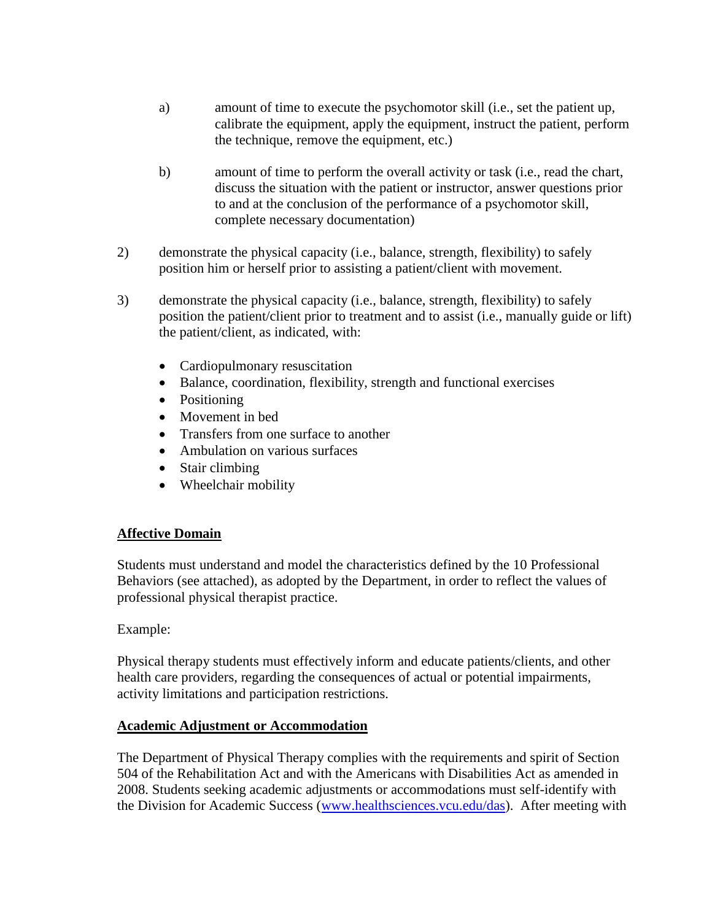a) amount of time to execute the psychomotor skill (i.e., set the patient up, calibrate the equipment, apply the equipment, instruct the patient, perform the technique, remove the equipment, etc.)

b) amount of time to perform the overall activity or task (i.e., read the chart, discuss the situation with the patient or instructor, answer questions prior to and at the conclusion of the performance of a psychomotor skill, complete necessary documentation)

2) demonstrate the physical capacity (i.e., balance, strength, flexibility) to safely position him or herself prior to assisting a patient/client with movement.

3) demonstrate the physical capacity (i.e., balance, strength, flexibility) to safely position the patient/client prior to treatment and to assist (i.e., manually guide or lift) the patient/client, as indicated, with:

- Cardiopulmonary resuscitation
- Balance, coordination, flexibility, strength and functional exercises
- Positioning
- Movement in bed
- Transfers from one surface to another
- Ambulation on various surfaces
- Stair climbing
- Wheelchair mobility

## Affective Domain

Students must understand and model the characteristics defined by the 10 Professional Behaviors (see attached), as adopted by the Department, in order to reflect the values of professional physical therapist practice.

Example:

Physical therapy students must effectively inform and educate patients/clients, and other health care providers, regarding the consequences of actual or potential impairments, activity limitations and participation restrictions.

## Academic Adjustment or Accommodation

The Department of Physical Therapy complies with the requirements and spirit of Section 504 of the Rehabilitation Act and with the Americans with Disabilities Act as amended in 2008. Students seeking academic adjustments or accommodations must self-identify with the Division for Academic Success ([www.healthsciences.vcu.edu/das](www.healthsciences.vcu.edu/das)). After meeting with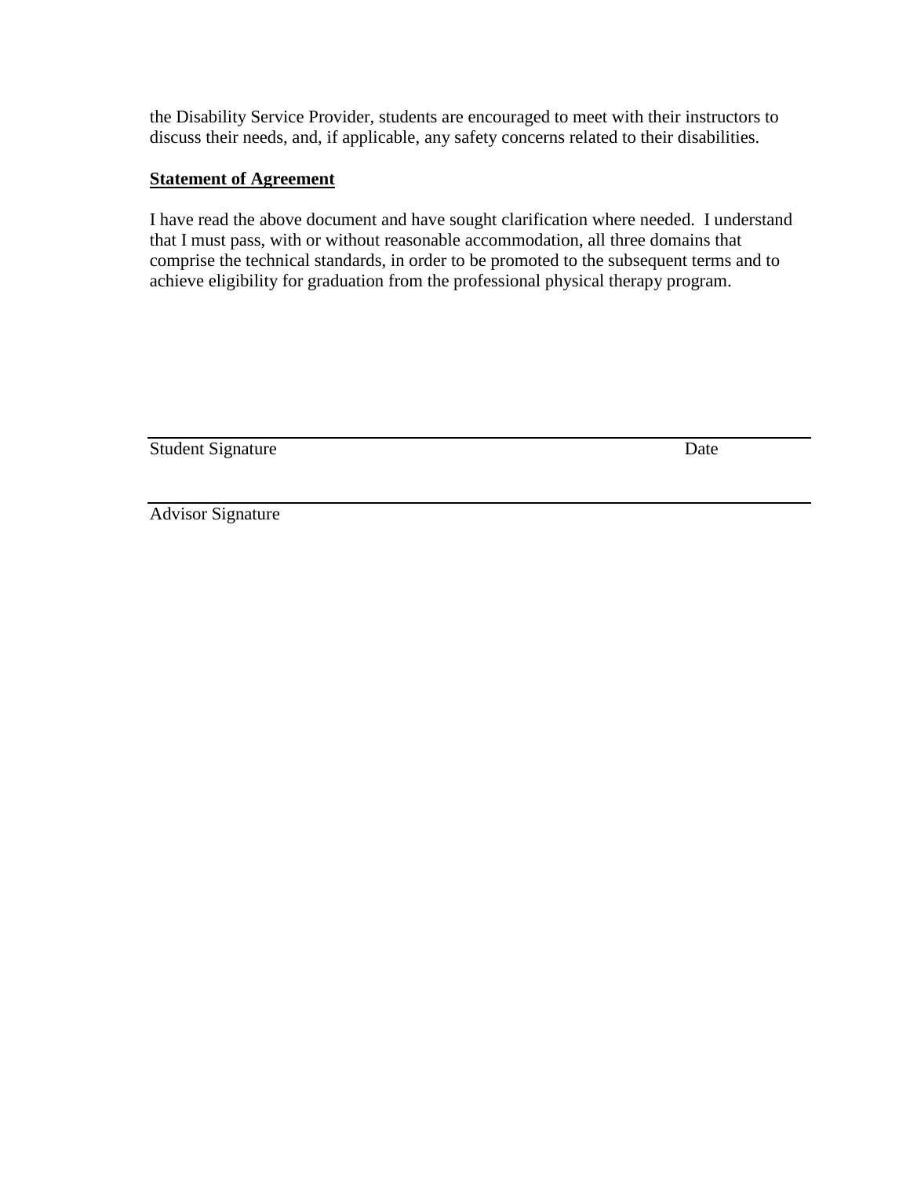the Disability Service Provider, students are encouraged to meet with their instructors to discuss their needs, and, if applicable, any safety concerns related to their disabilities.

**Statement of Agreement**

I have read the above document and have sought clarification where needed. I understand that I must pass, with or without reasonable accommodation, all three domains that comprise the technical standards, in order to be promoted to the subsequent terms and to achieve eligibility for graduation from the professional physical therapy program.

______________________________________________________________________________

Student Signature Date

______________________________________________________________________________

Advisor Signature